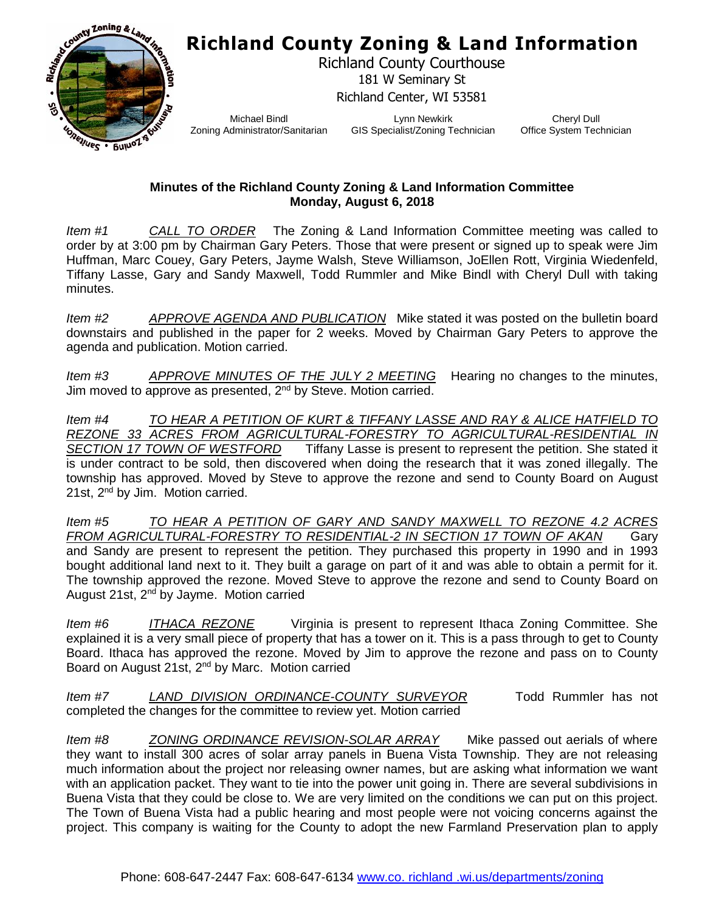# Richland County Zoning & Land Information

Richland County Courthouse
181 W Seminary St
Richland Center, WI 53581

Michael Bindl
Zoning Administrator/Sanitarian

Lynn Newkirk
GIS Specialist/Zoning Technician

Cheryl Dull
Office System Technician

**Minutes of the Richland County Zoning & Land Information Committee**
**Monday, August 6, 2018**

*Item #1* *CALL TO ORDER* The Zoning & Land Information Committee meeting was called to order by at 3:00 pm by Chairman Gary Peters. Those that were present or signed up to speak were Jim Huffman, Marc Couey, Gary Peters, Jayme Walsh, Steve Williamson, JoEllen Rott, Virginia Wiedenfeld, Tiffany Lasse, Gary and Sandy Maxwell, Todd Rummler and Mike Bindl with Cheryl Dull with taking minutes.

*Item #2* *APPROVE AGENDA AND PUBLICATION* Mike stated it was posted on the bulletin board downstairs and published in the paper for 2 weeks. Moved by Chairman Gary Peters to approve the agenda and publication. Motion carried.

*Item #3* *APPROVE MINUTES OF THE JULY 2 MEETING* Hearing no changes to the minutes, Jim moved to approve as presented, 2nd by Steve. Motion carried.

*Item #4* *TO HEAR A PETITION OF KURT & TIFFANY LASSE AND RAY & ALICE HATFIELD TO REZONE 33 ACRES FROM AGRICULTURAL-FORESTRY TO AGRICULTURAL-RESIDENTIAL IN SECTION 17 TOWN OF WESTFORD* Tiffany Lasse is present to represent the petition. She stated it is under contract to be sold, then discovered when doing the research that it was zoned illegally. The township has approved. Moved by Steve to approve the rezone and send to County Board on August 21st, 2nd by Jim. Motion carried.

*Item #5* *TO HEAR A PETITION OF GARY AND SANDY MAXWELL TO REZONE 4.2 ACRES FROM AGRICULTURAL-FORESTRY TO RESIDENTIAL-2 IN SECTION 17 TOWN OF AKAN* Gary and Sandy are present to represent the petition. They purchased this property in 1990 and in 1993 bought additional land next to it. They built a garage on part of it and was able to obtain a permit for it. The township approved the rezone. Moved Steve to approve the rezone and send to County Board on August 21st, 2nd by Jayme. Motion carried

*Item #6* *ITHACA REZONE* Virginia is present to represent Ithaca Zoning Committee. She explained it is a very small piece of property that has a tower on it. This is a pass through to get to County Board. Ithaca has approved the rezone. Moved by Jim to approve the rezone and pass on to County Board on August 21st, 2nd by Marc. Motion carried

*Item #7* *LAND DIVISION ORDINANCE-COUNTY SURVEYOR* Todd Rummler has not completed the changes for the committee to review yet. Motion carried

*Item #8* *ZONING ORDINANCE REVISION-SOLAR ARRAY* Mike passed out aerials of where they want to install 300 acres of solar array panels in Buena Vista Township. They are not releasing much information about the project nor releasing owner names, but are asking what information we want with an application packet. They want to tie into the power unit going in. There are several subdivisions in Buena Vista that they could be close to. We are very limited on the conditions we can put on this project. The Town of Buena Vista had a public hearing and most people were not voicing concerns against the project. This company is waiting for the County to adopt the new Farmland Preservation plan to apply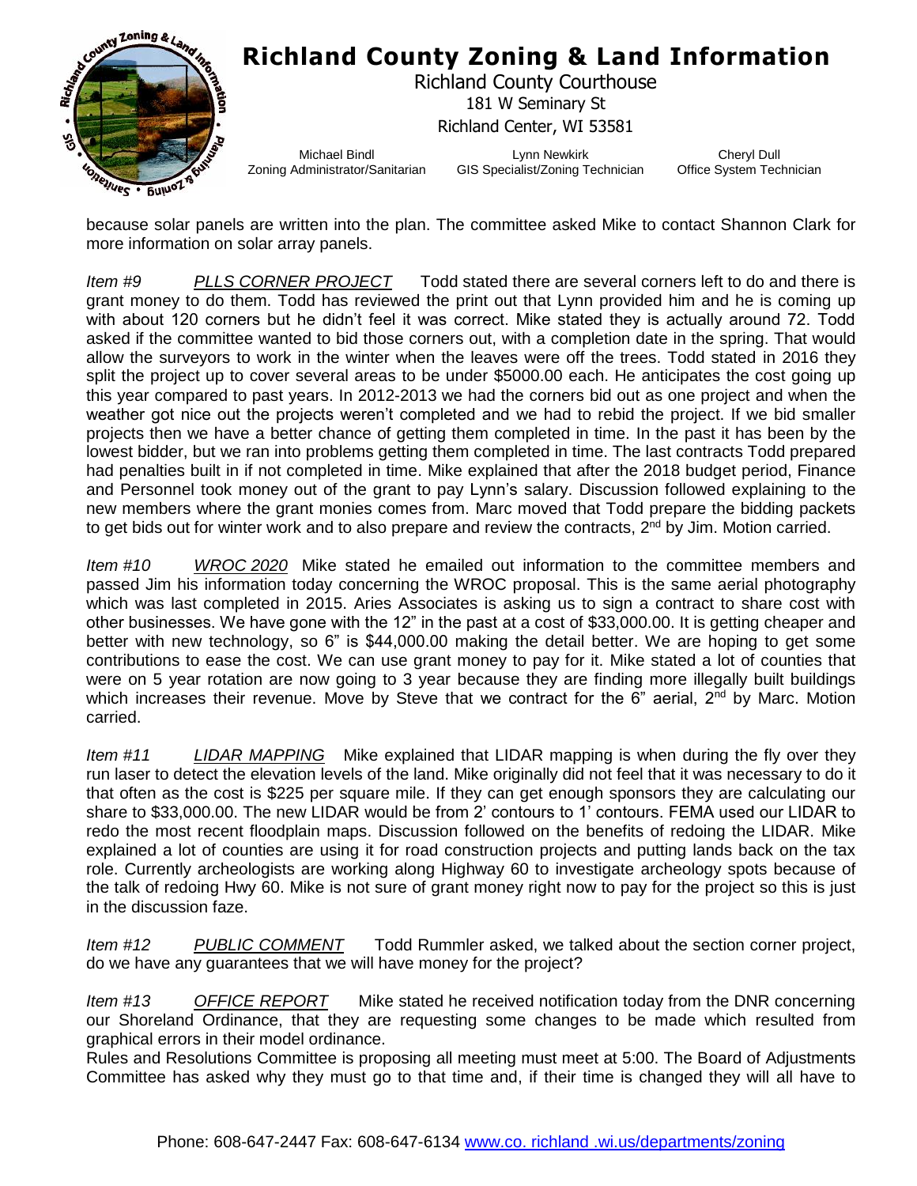because solar panels are written into the plan. The committee asked Mike to contact Shannon Clark for more information on solar array panels.

*Item #9* *PLLS CORNER PROJECT* Todd stated there are several corners left to do and there is grant money to do them. Todd has reviewed the print out that Lynn provided him and he is coming up with about 120 corners but he didn't feel it was correct. Mike stated they is actually around 72. Todd asked if the committee wanted to bid those corners out, with a completion date in the spring. That would allow the surveyors to work in the winter when the leaves were off the trees. Todd stated in 2016 they split the project up to cover several areas to be under $5000.00 each. He anticipates the cost going up this year compared to past years. In 2012-2013 we had the corners bid out as one project and when the weather got nice out the projects weren't completed and we had to rebid the project. If we bid smaller projects then we have a better chance of getting them completed in time. In the past it has been by the lowest bidder, but we ran into problems getting them completed in time. The last contracts Todd prepared had penalties built in if not completed in time. Mike explained that after the 2018 budget period, Finance and Personnel took money out of the grant to pay Lynn's salary. Discussion followed explaining to the new members where the grant monies comes from. Marc moved that Todd prepare the bidding packets to get bids out for winter work and to also prepare and review the contracts, 2nd by Jim. Motion carried.

*Item #10* *WROC 2020* Mike stated he emailed out information to the committee members and passed Jim his information today concerning the WROC proposal. This is the same aerial photography which was last completed in 2015. Aries Associates is asking us to sign a contract to share cost with other businesses. We have gone with the 12" in the past at a cost of $33,000.00. It is getting cheaper and better with new technology, so 6" is $44,000.00 making the detail better. We are hoping to get some contributions to ease the cost. We can use grant money to pay for it. Mike stated a lot of counties that were on 5 year rotation are now going to 3 year because they are finding more illegally built buildings which increases their revenue. Move by Steve that we contract for the 6" aerial, 2nd by Marc. Motion carried.

*Item #11* *LIDAR MAPPING* Mike explained that LIDAR mapping is when during the fly over they run laser to detect the elevation levels of the land. Mike originally did not feel that it was necessary to do it that often as the cost is $225 per square mile. If they can get enough sponsors they are calculating our share to $33,000.00. The new LIDAR would be from 2' contours to 1' contours. FEMA used our LIDAR to redo the most recent floodplain maps. Discussion followed on the benefits of redoing the LIDAR. Mike explained a lot of counties are using it for road construction projects and putting lands back on the tax role. Currently archeologists are working along Highway 60 to investigate archeology spots because of the talk of redoing Hwy 60. Mike is not sure of grant money right now to pay for the project so this is just in the discussion faze.

*Item #12* *PUBLIC COMMENT* Todd Rummler asked, we talked about the section corner project, do we have any guarantees that we will have money for the project?

*Item #13* *OFFICE REPORT* Mike stated he received notification today from the DNR concerning our Shoreland Ordinance, that they are requesting some changes to be made which resulted from graphical errors in their model ordinance.

Rules and Resolutions Committee is proposing all meeting must meet at 5:00. The Board of Adjustments Committee has asked why they must go to that time and, if their time is changed they will all have to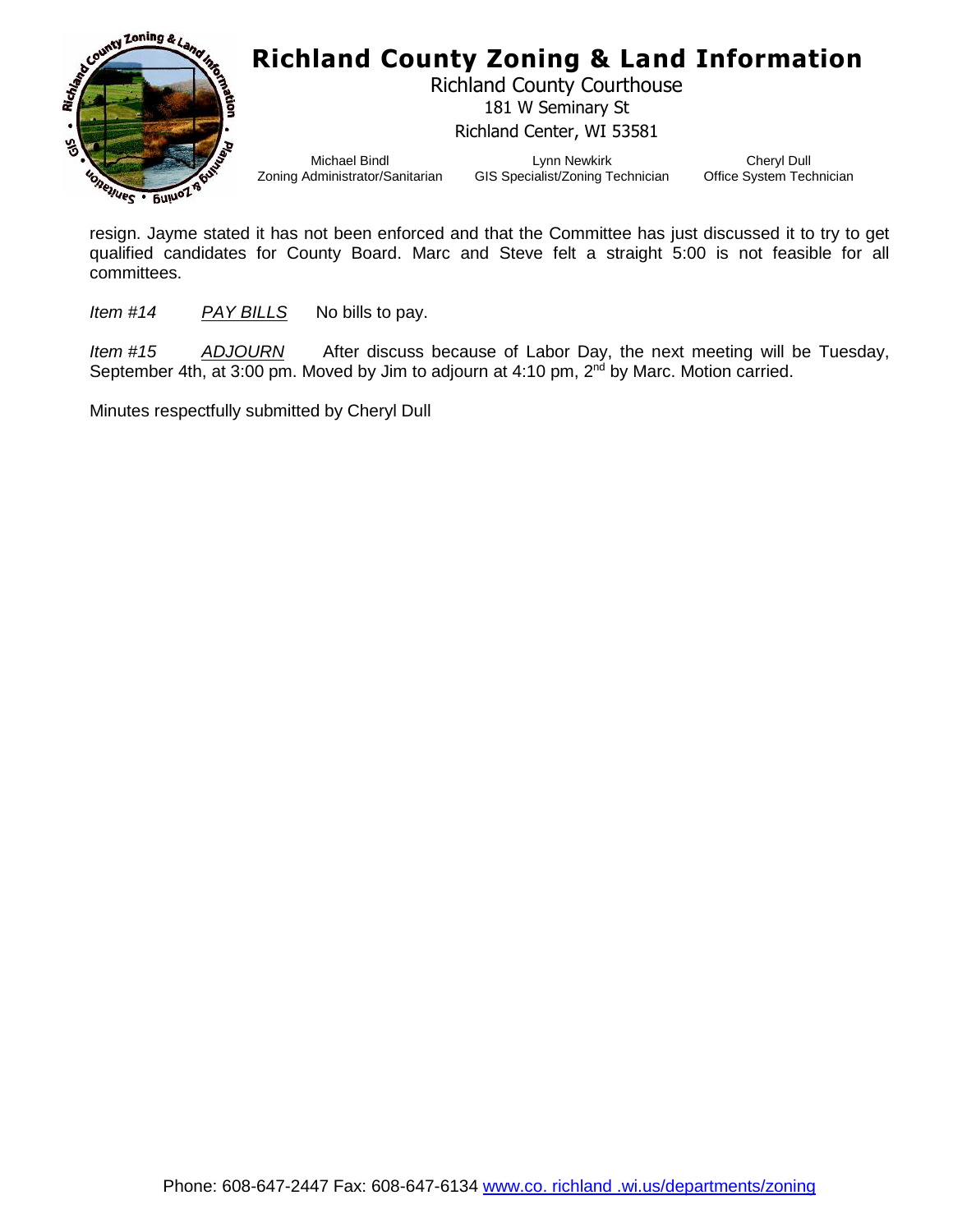resign. Jayme stated it has not been enforced and that the Committee has just discussed it to try to get qualified candidates for County Board. Marc and Steve felt a straight 5:00 is not feasible for all committees.

*Item #14* PAY BILLS No bills to pay.

*Item #15* ADJOURN After discuss because of Labor Day, the next meeting will be Tuesday, September 4th, at 3:00 pm. Moved by Jim to adjourn at 4:10 pm, 2nd by Marc. Motion carried.

Minutes respectfully submitted by Cheryl Dull